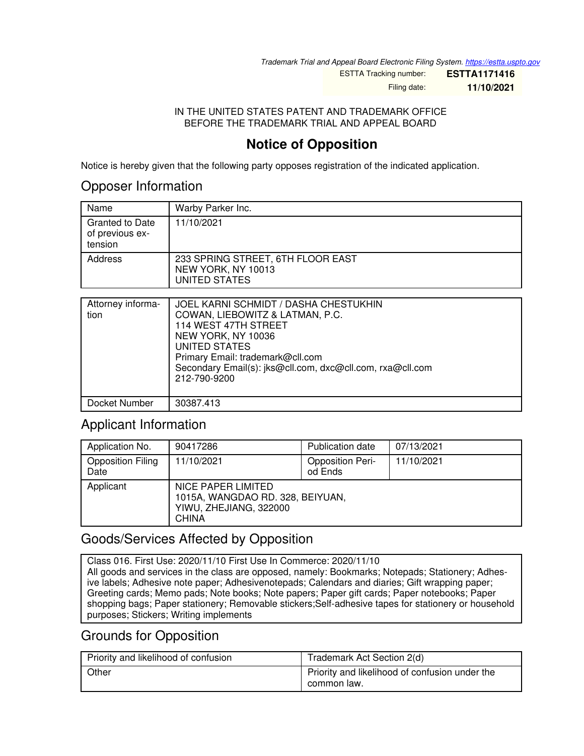Trademark Trial and Appeal Board Electronic Filing System. https://estta.uspto.gov

| ESTTA Tracking number: | **ESTTA1171416** |
|---|---|
| Filing date: | **11/10/2021** |

IN THE UNITED STATES PATENT AND TRADEMARK OFFICE
BEFORE THE TRADEMARK TRIAL AND APPEAL BOARD

# Notice of Opposition

Notice is hereby given that the following party opposes registration of the indicated application.

## Opposer Information

| Name | Warby Parker Inc. |
|---|---|
| Granted to Date of previous extension | 11/10/2021 |
| Address | 233 SPRING STREET, 6TH FLOOR EAST<br>NEW YORK, NY 10013<br>UNITED STATES |

| Attorney information | JOEL KARNI SCHMIDT / DASHA CHESTUKHIN<br>COWAN, LIEBOWITZ & LATMAN, P.C.<br>114 WEST 47TH STREET<br>NEW YORK, NY 10036<br>UNITED STATES<br>Primary Email: trademark@cll.com<br>Secondary Email(s): jks@cll.com, dxc@cll.com, rxa@cll.com<br>212-790-9200 |
|---|---|
| Docket Number | 30387.413 |

## Applicant Information

| Application No. | 90417286 | Publication date | 07/13/2021 |
|---|---|---|---|
| Opposition Filing Date | 11/10/2021 | Opposition Period Ends | 11/10/2021 |
| Applicant | NICE PAPER LIMITED<br>1015A, WANGDAO RD. 328, BEIYUAN,<br>YIWU, ZHEJIANG, 322000<br>CHINA | | |

## Goods/Services Affected by Opposition

Class 016. First Use: 2020/11/10 First Use In Commerce: 2020/11/10
All goods and services in the class are opposed, namely: Bookmarks; Notepads; Stationery; Adhesive labels; Adhesive note paper; Adhesivenotepads; Calendars and diaries; Gift wrapping paper; Greeting cards; Memo pads; Note books; Note papers; Paper gift cards; Paper notebooks; Paper shopping bags; Paper stationery; Removable stickers;Self-adhesive tapes for stationery or household purposes; Stickers; Writing implements

## Grounds for Opposition

| Priority and likelihood of confusion | Trademark Act Section 2(d) |
|---|---|
| Other | Priority and likelihood of confusion under the common law. |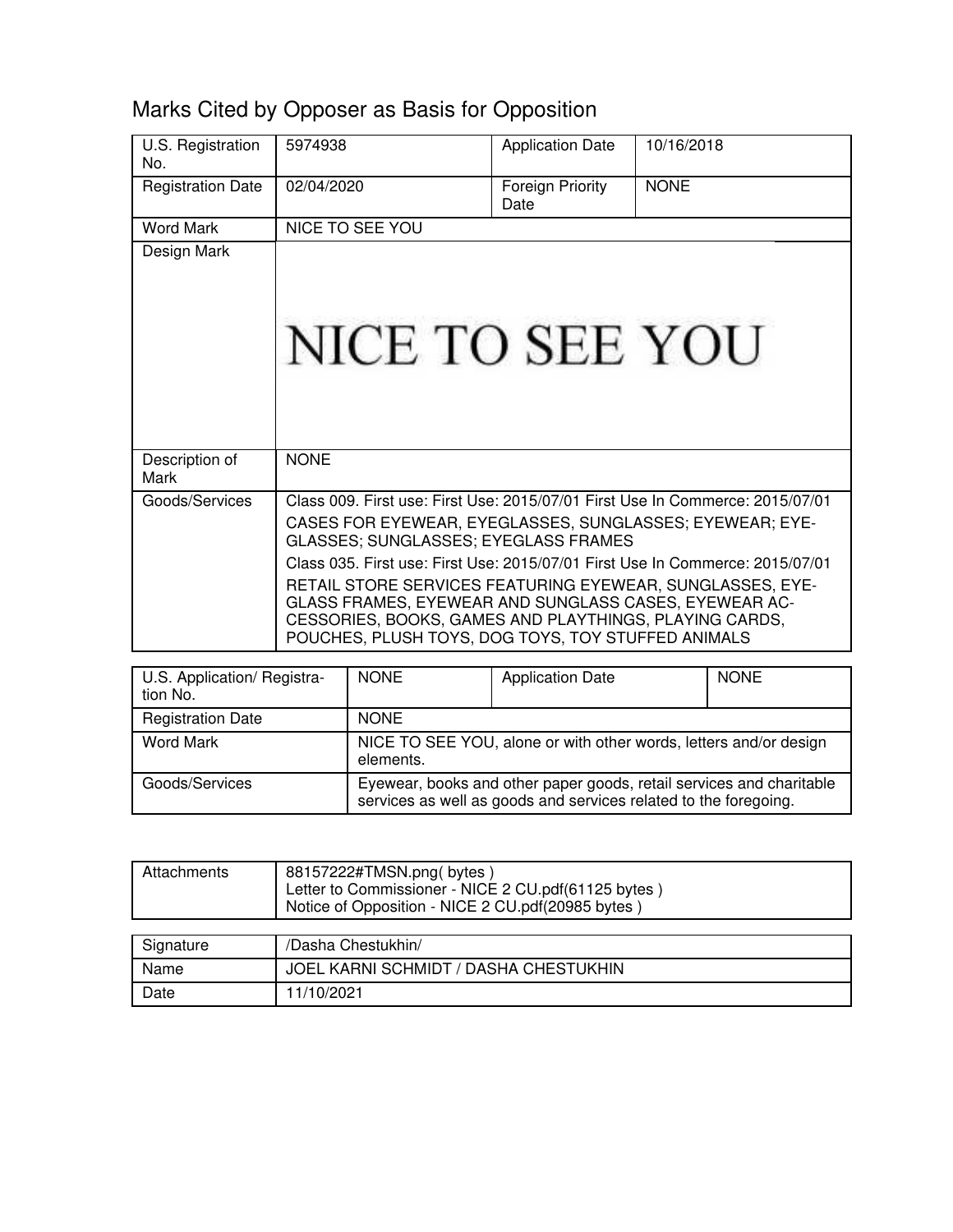## Marks Cited by Opposer as Basis for Opposition

| U.S. Registration No. | 5974938 | Application Date | 10/16/2018 |
|---|---|---|---|
| Registration Date | 02/04/2020 | Foreign Priority Date | NONE |
| Word Mark | NICE TO SEE YOU | | |
| Design Mark | NICE TO SEE YOU | | |
| Description of Mark | NONE | | |
| Goods/Services | Class 009. First use: First Use: 2015/07/01 First Use In Commerce: 2015/07/01<br>CASES FOR EYEWEAR, EYEGLASSES, SUNGLASSES; EYEWEAR; EYE-GLASSES; SUNGLASSES; EYEGLASS FRAMES<br>Class 035. First use: First Use: 2015/07/01 First Use In Commerce: 2015/07/01<br>RETAIL STORE SERVICES FEATURING EYEWEAR, SUNGLASSES, EYE-GLASS FRAMES, EYEWEAR AND SUNGLASS CASES, EYEWEAR AC-CESSORIES, BOOKS, GAMES AND PLAYTHINGS, PLAYING CARDS, POUCHES, PLUSH TOYS, DOG TOYS, TOY STUFFED ANIMALS | | |

| U.S. Application/ Registra-tion No. | NONE | Application Date | NONE |
|---|---|---|---|
| Registration Date | NONE | | |
| Word Mark | NICE TO SEE YOU, alone or with other words, letters and/or design elements. | | |
| Goods/Services | Eyewear, books and other paper goods, retail services and charitable services as well as goods and services related to the foregoing. | | |

| Attachments | 88157222#TMSN.png( bytes )<br>Letter to Commissioner - NICE 2 CU.pdf(61125 bytes )<br>Notice of Opposition - NICE 2 CU.pdf(20985 bytes ) |
|---|---|

| Signature | /Dasha Chestukhin/ |
|---|---|
| Name | JOEL KARNI SCHMIDT / DASHA CHESTUKHIN |
| Date | 11/10/2021 |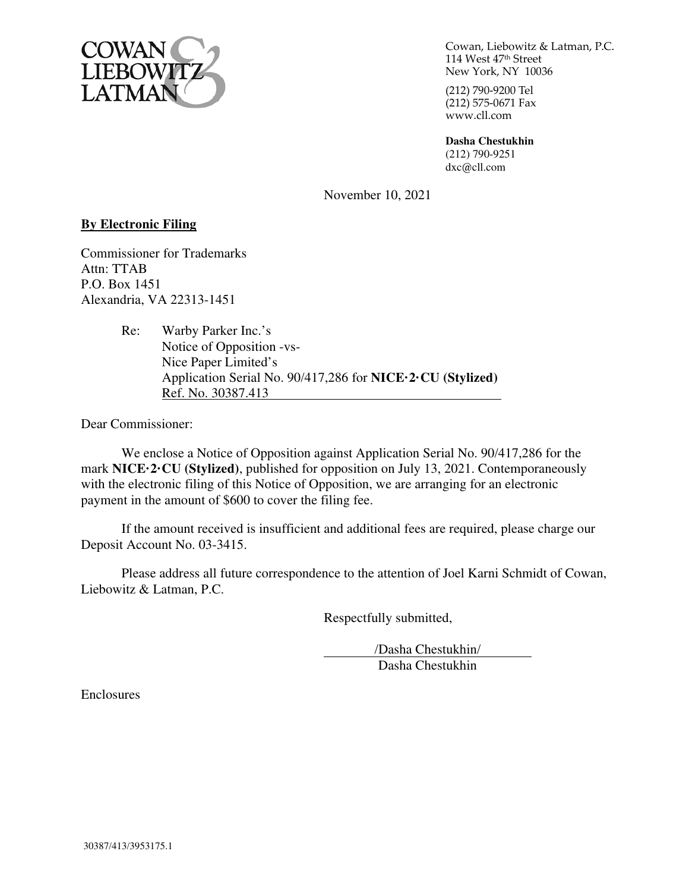COWAN LIEBOWITZ & LATMAN

Cowan, Liebowitz & Latman, P.C.
114 West 47th Street
New York, NY 10036

(212) 790-9200 Tel
(212) 575-0671 Fax
www.cll.com

**Dasha Chestukhin**
(212) 790-9251
dxc@cll.com

November 10, 2021

**By Electronic Filing**

Commissioner for Trademarks
Attn: TTAB
P.O. Box 1451
Alexandria, VA 22313-1451

Re: Warby Parker Inc.'s
Notice of Opposition -vs-
Nice Paper Limited's
Application Serial No. 90/417,286 for **NICE·2·CU (Stylized)**
Ref. No. 30387.413

Dear Commissioner:

We enclose a Notice of Opposition against Application Serial No. 90/417,286 for the mark **NICE·2·CU (Stylized)**, published for opposition on July 13, 2021. Contemporaneously with the electronic filing of this Notice of Opposition, we are arranging for an electronic payment in the amount of $600 to cover the filing fee.

If the amount received is insufficient and additional fees are required, please charge our Deposit Account No. 03-3415.

Please address all future correspondence to the attention of Joel Karni Schmidt of Cowan, Liebowitz & Latman, P.C.

Respectfully submitted,

/Dasha Chestukhin/
Dasha Chestukhin

Enclosures

30387/413/3953175.1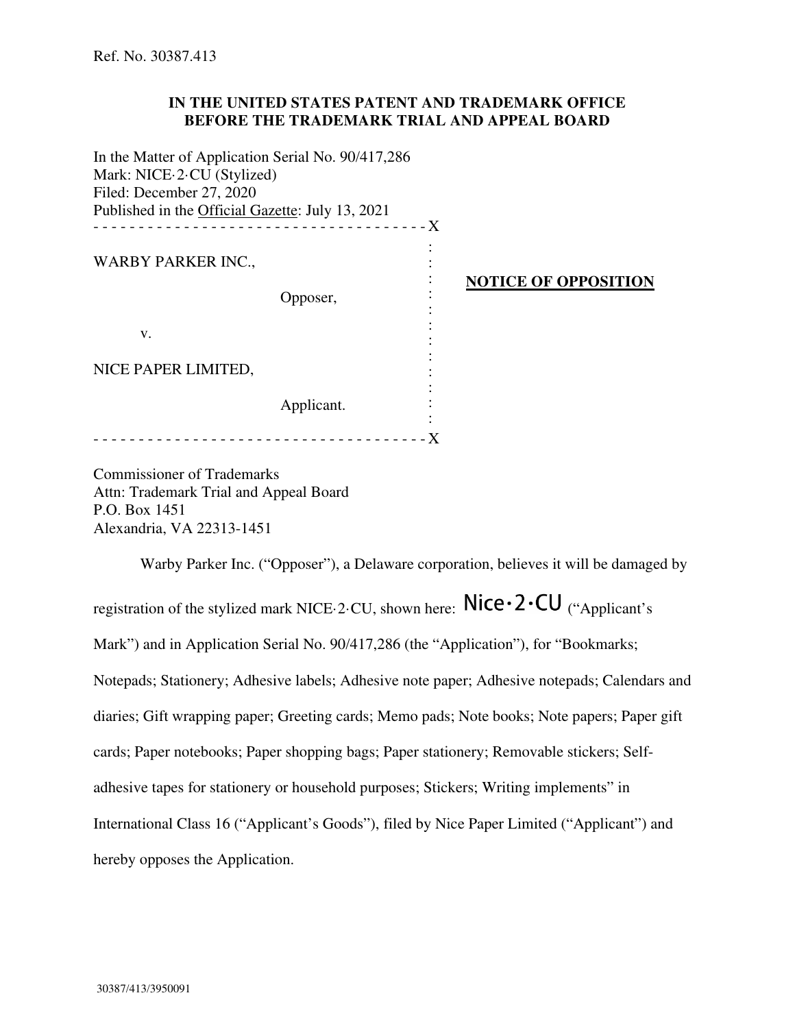Ref. No. 30387.413

**IN THE UNITED STATES PATENT AND TRADEMARK OFFICE**
**BEFORE THE TRADEMARK TRIAL AND APPEAL BOARD**

In the Matter of Application Serial No. 90/417,286
Mark: NICE·2·CU (Stylized)
Filed: December 27, 2020
Published in the Official Gazette: July 13, 2021

| | |
|---|---|
| WARBY PARKER INC.,<br><br>Opposer,<br><br>v.<br><br>NICE PAPER LIMITED,<br><br>Applicant. | **NOTICE OF OPPOSITION** |

Commissioner of Trademarks
Attn: Trademark Trial and Appeal Board
P.O. Box 1451
Alexandria, VA 22313-1451

Warby Parker Inc. ("Opposer"), a Delaware corporation, believes it will be damaged by registration of the stylized mark NICE·2·CU, shown here: Nice·2·CU ("Applicant's Mark") and in Application Serial No. 90/417,286 (the "Application"), for "Bookmarks; Notepads; Stationery; Adhesive labels; Adhesive note paper; Adhesive notepads; Calendars and diaries; Gift wrapping paper; Greeting cards; Memo pads; Note books; Note papers; Paper gift cards; Paper notebooks; Paper shopping bags; Paper stationery; Removable stickers; Self-adhesive tapes for stationery or household purposes; Stickers; Writing implements" in International Class 16 ("Applicant's Goods"), filed by Nice Paper Limited ("Applicant") and hereby opposes the Application.

30387/413/3950091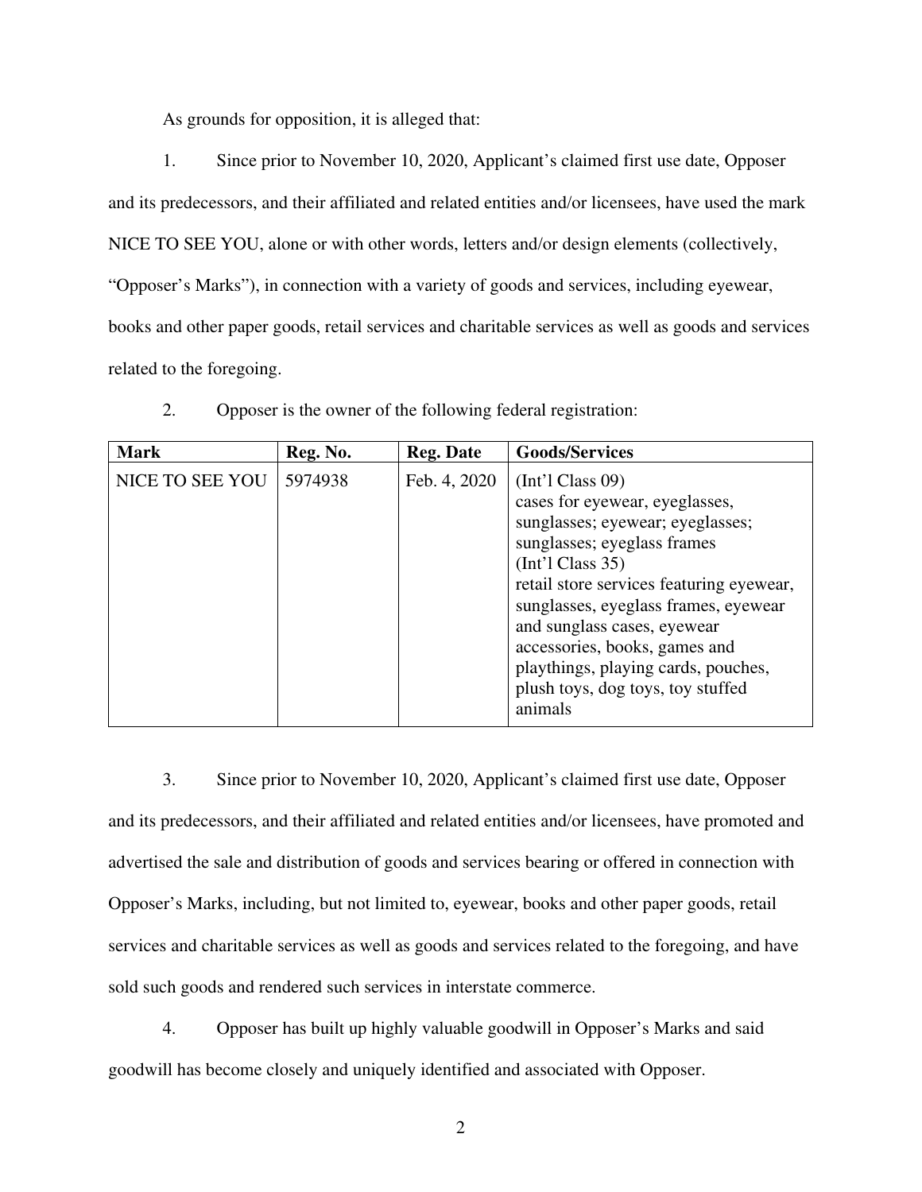As grounds for opposition, it is alleged that:

1. Since prior to November 10, 2020, Applicant's claimed first use date, Opposer and its predecessors, and their affiliated and related entities and/or licensees, have used the mark NICE TO SEE YOU, alone or with other words, letters and/or design elements (collectively, "Opposer's Marks"), in connection with a variety of goods and services, including eyewear, books and other paper goods, retail services and charitable services as well as goods and services related to the foregoing.

2. Opposer is the owner of the following federal registration:

| Mark | Reg. No. | Reg. Date | Goods/Services |
|---|---|---|---|
| NICE TO SEE YOU | 5974938 | Feb. 4, 2020 | (Int'l Class 09) cases for eyewear, eyeglasses, sunglasses; eyewear; eyeglasses; sunglasses; eyeglass frames (Int'l Class 35) retail store services featuring eyewear, sunglasses, eyeglass frames, eyewear and sunglass cases, eyewear accessories, books, games and playthings, playing cards, pouches, plush toys, dog toys, toy stuffed animals |

3. Since prior to November 10, 2020, Applicant's claimed first use date, Opposer and its predecessors, and their affiliated and related entities and/or licensees, have promoted and advertised the sale and distribution of goods and services bearing or offered in connection with Opposer's Marks, including, but not limited to, eyewear, books and other paper goods, retail services and charitable services as well as goods and services related to the foregoing, and have sold such goods and rendered such services in interstate commerce.

4. Opposer has built up highly valuable goodwill in Opposer's Marks and said goodwill has become closely and uniquely identified and associated with Opposer.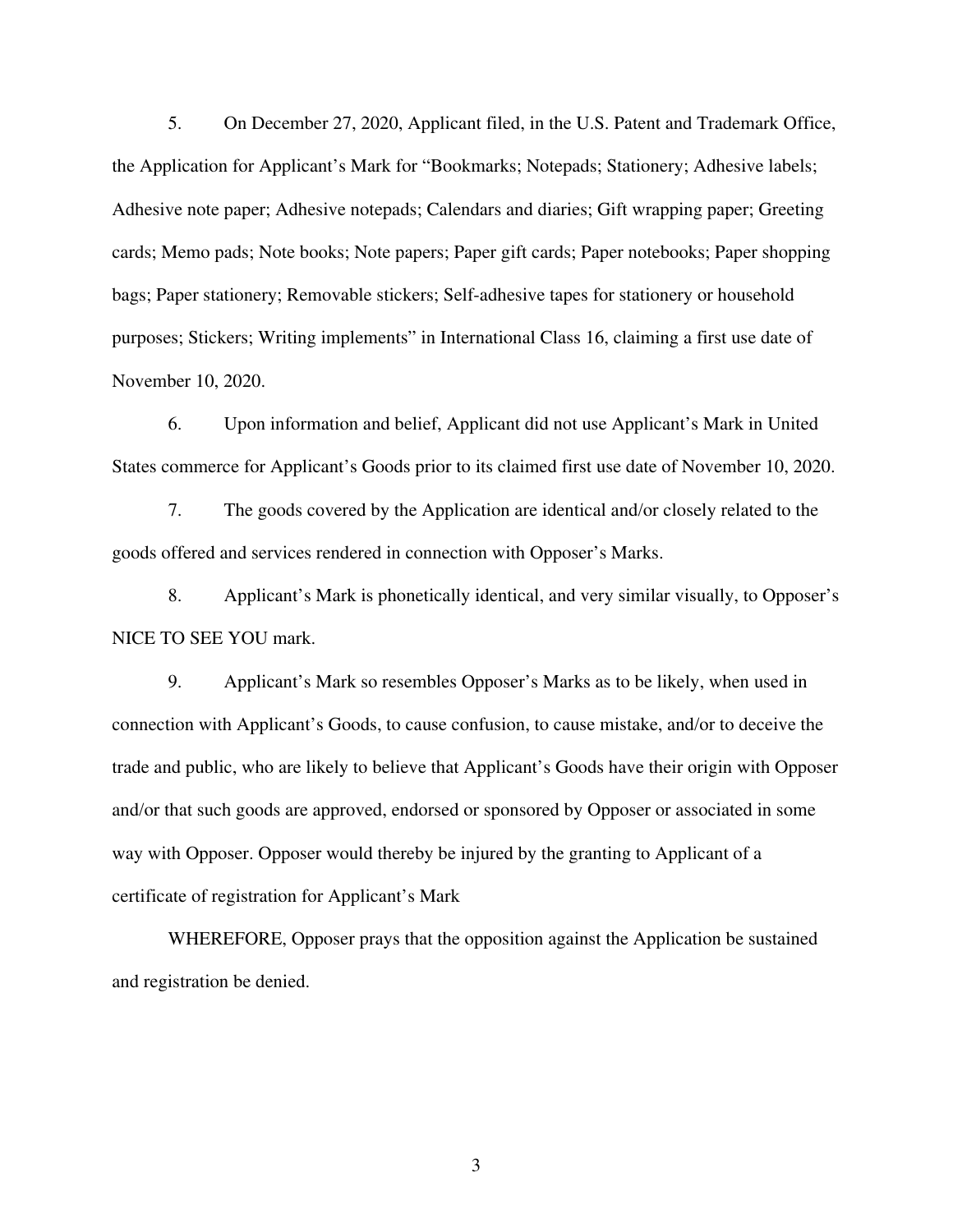5. On December 27, 2020, Applicant filed, in the U.S. Patent and Trademark Office, the Application for Applicant's Mark for "Bookmarks; Notepads; Stationery; Adhesive labels; Adhesive note paper; Adhesive notepads; Calendars and diaries; Gift wrapping paper; Greeting cards; Memo pads; Note books; Note papers; Paper gift cards; Paper notebooks; Paper shopping bags; Paper stationery; Removable stickers; Self-adhesive tapes for stationery or household purposes; Stickers; Writing implements" in International Class 16, claiming a first use date of November 10, 2020.

6. Upon information and belief, Applicant did not use Applicant's Mark in United States commerce for Applicant's Goods prior to its claimed first use date of November 10, 2020.

7. The goods covered by the Application are identical and/or closely related to the goods offered and services rendered in connection with Opposer's Marks.

8. Applicant's Mark is phonetically identical, and very similar visually, to Opposer's NICE TO SEE YOU mark.

9. Applicant's Mark so resembles Opposer's Marks as to be likely, when used in connection with Applicant's Goods, to cause confusion, to cause mistake, and/or to deceive the trade and public, who are likely to believe that Applicant's Goods have their origin with Opposer and/or that such goods are approved, endorsed or sponsored by Opposer or associated in some way with Opposer. Opposer would thereby be injured by the granting to Applicant of a certificate of registration for Applicant's Mark

WHEREFORE, Opposer prays that the opposition against the Application be sustained and registration be denied.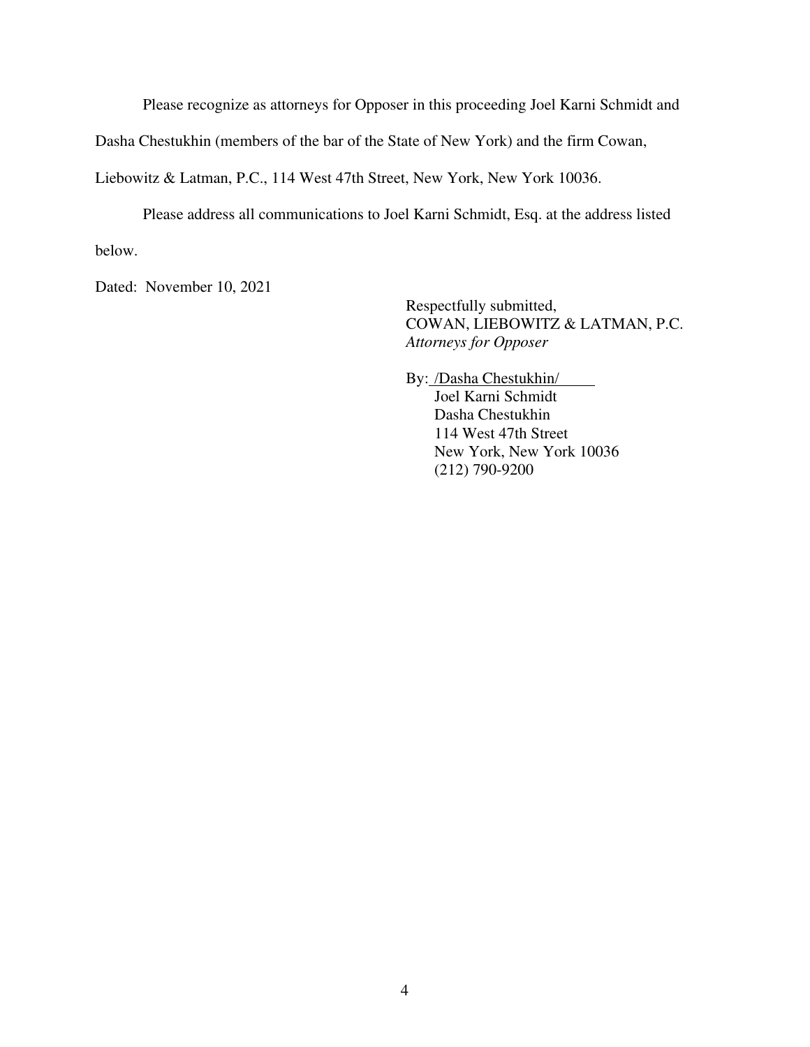Please recognize as attorneys for Opposer in this proceeding Joel Karni Schmidt and Dasha Chestukhin (members of the bar of the State of New York) and the firm Cowan, Liebowitz & Latman, P.C., 114 West 47th Street, New York, New York 10036.

Please address all communications to Joel Karni Schmidt, Esq. at the address listed below.

Dated: November 10, 2021

Respectfully submitted,  
COWAN, LIEBOWITZ & LATMAN, P.C.  
*Attorneys for Opposer*

By: /Dasha Chestukhin/  
Joel Karni Schmidt  
Dasha Chestukhin  
114 West 47th Street  
New York, New York 10036  
(212) 790-9200